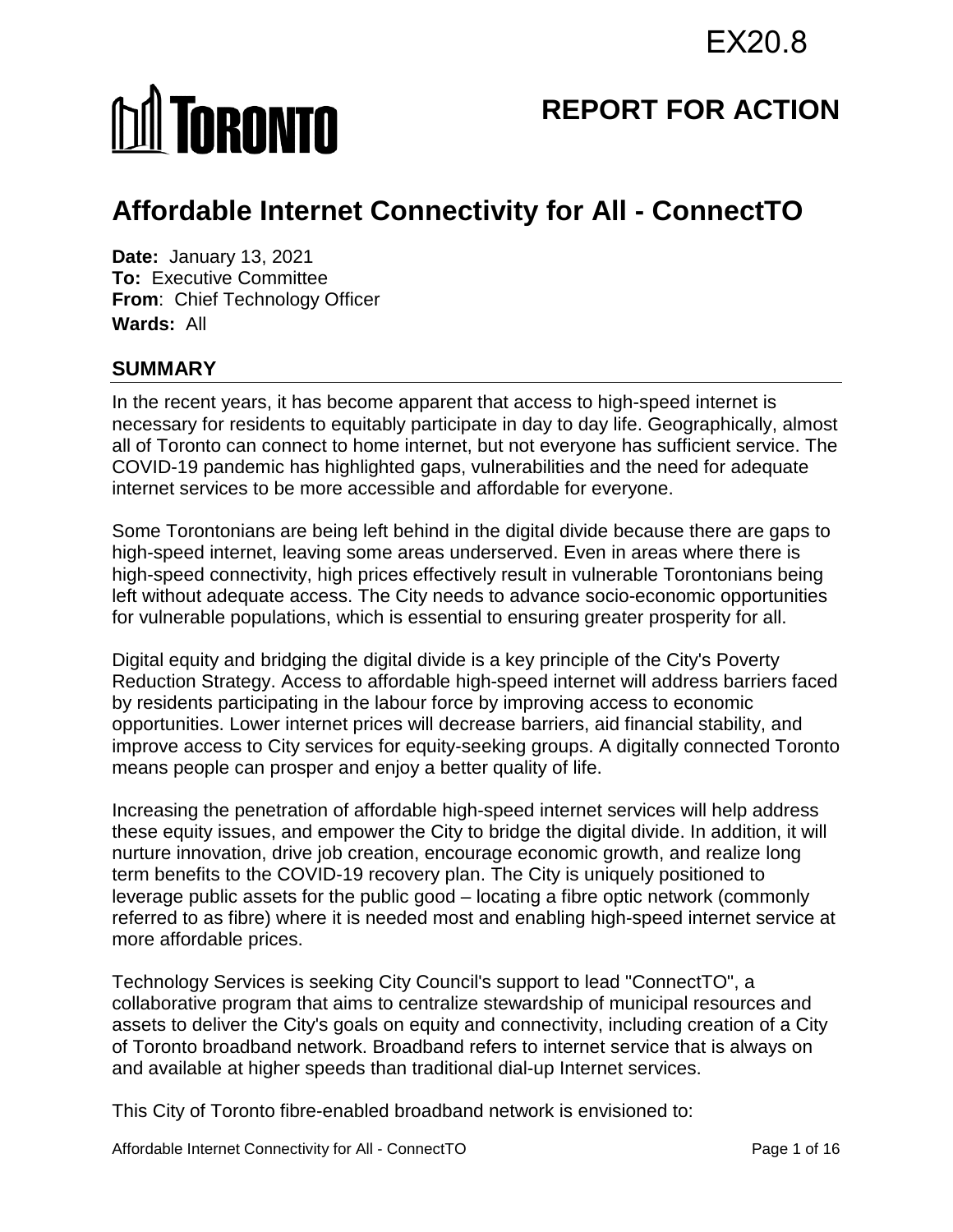EX20.8

# REPORT FOR ACTION

# Affordable Internet Connectivity for All - ConnectTO

**Date:** January 13, 2021
**To:** Executive Committee
**From**: Chief Technology Officer
**Wards:** All

## SUMMARY

In the recent years, it has become apparent that access to high-speed internet is necessary for residents to equitably participate in day to day life. Geographically, almost all of Toronto can connect to home internet, but not everyone has sufficient service. The COVID-19 pandemic has highlighted gaps, vulnerabilities and the need for adequate internet services to be more accessible and affordable for everyone.

Some Torontonians are being left behind in the digital divide because there are gaps to high-speed internet, leaving some areas underserved. Even in areas where there is high-speed connectivity, high prices effectively result in vulnerable Torontonians being left without adequate access. The City needs to advance socio-economic opportunities for vulnerable populations, which is essential to ensuring greater prosperity for all.

Digital equity and bridging the digital divide is a key principle of the City's Poverty Reduction Strategy. Access to affordable high-speed internet will address barriers faced by residents participating in the labour force by improving access to economic opportunities. Lower internet prices will decrease barriers, aid financial stability, and improve access to City services for equity-seeking groups. A digitally connected Toronto means people can prosper and enjoy a better quality of life.

Increasing the penetration of affordable high-speed internet services will help address these equity issues, and empower the City to bridge the digital divide. In addition, it will nurture innovation, drive job creation, encourage economic growth, and realize long term benefits to the COVID-19 recovery plan. The City is uniquely positioned to leverage public assets for the public good – locating a fibre optic network (commonly referred to as fibre) where it is needed most and enabling high-speed internet service at more affordable prices.

Technology Services is seeking City Council's support to lead "ConnectTO", a collaborative program that aims to centralize stewardship of municipal resources and assets to deliver the City's goals on equity and connectivity, including creation of a City of Toronto broadband network. Broadband refers to internet service that is always on and available at higher speeds than traditional dial-up Internet services.

This City of Toronto fibre-enabled broadband network is envisioned to: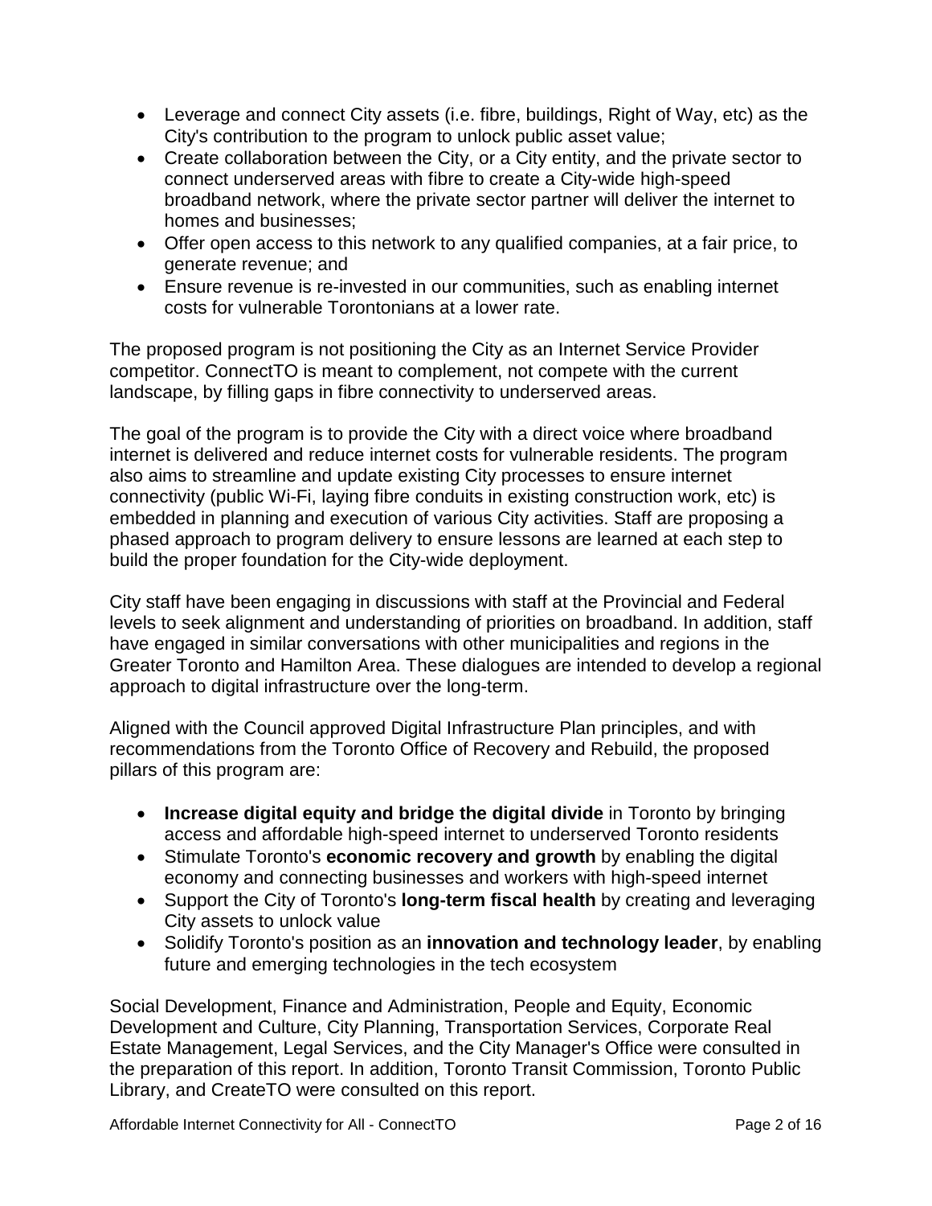- Leverage and connect City assets (i.e. fibre, buildings, Right of Way, etc) as the City's contribution to the program to unlock public asset value;
- Create collaboration between the City, or a City entity, and the private sector to connect underserved areas with fibre to create a City-wide high-speed broadband network, where the private sector partner will deliver the internet to homes and businesses;
- Offer open access to this network to any qualified companies, at a fair price, to generate revenue; and
- Ensure revenue is re-invested in our communities, such as enabling internet costs for vulnerable Torontonians at a lower rate.

The proposed program is not positioning the City as an Internet Service Provider competitor. ConnectTO is meant to complement, not compete with the current landscape, by filling gaps in fibre connectivity to underserved areas.

The goal of the program is to provide the City with a direct voice where broadband internet is delivered and reduce internet costs for vulnerable residents. The program also aims to streamline and update existing City processes to ensure internet connectivity (public Wi-Fi, laying fibre conduits in existing construction work, etc) is embedded in planning and execution of various City activities. Staff are proposing a phased approach to program delivery to ensure lessons are learned at each step to build the proper foundation for the City-wide deployment.

City staff have been engaging in discussions with staff at the Provincial and Federal levels to seek alignment and understanding of priorities on broadband. In addition, staff have engaged in similar conversations with other municipalities and regions in the Greater Toronto and Hamilton Area. These dialogues are intended to develop a regional approach to digital infrastructure over the long-term.

Aligned with the Council approved Digital Infrastructure Plan principles, and with recommendations from the Toronto Office of Recovery and Rebuild, the proposed pillars of this program are:

- **Increase digital equity and bridge the digital divide** in Toronto by bringing access and affordable high-speed internet to underserved Toronto residents
- Stimulate Toronto's **economic recovery and growth** by enabling the digital economy and connecting businesses and workers with high-speed internet
- Support the City of Toronto's **long-term fiscal health** by creating and leveraging City assets to unlock value
- Solidify Toronto's position as an **innovation and technology leader**, by enabling future and emerging technologies in the tech ecosystem

Social Development, Finance and Administration, People and Equity, Economic Development and Culture, City Planning, Transportation Services, Corporate Real Estate Management, Legal Services, and the City Manager's Office were consulted in the preparation of this report. In addition, Toronto Transit Commission, Toronto Public Library, and CreateTO were consulted on this report.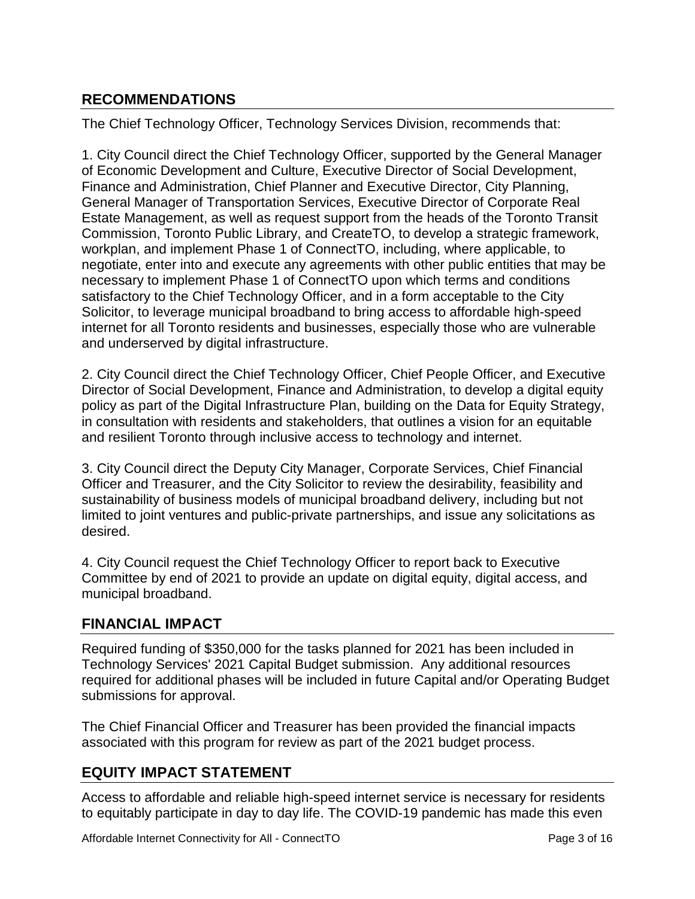## RECOMMENDATIONS

The Chief Technology Officer, Technology Services Division, recommends that:

1. City Council direct the Chief Technology Officer, supported by the General Manager of Economic Development and Culture, Executive Director of Social Development, Finance and Administration, Chief Planner and Executive Director, City Planning, General Manager of Transportation Services, Executive Director of Corporate Real Estate Management, as well as request support from the heads of the Toronto Transit Commission, Toronto Public Library, and CreateTO, to develop a strategic framework, workplan, and implement Phase 1 of ConnectTO, including, where applicable, to negotiate, enter into and execute any agreements with other public entities that may be necessary to implement Phase 1 of ConnectTO upon which terms and conditions satisfactory to the Chief Technology Officer, and in a form acceptable to the City Solicitor, to leverage municipal broadband to bring access to affordable high-speed internet for all Toronto residents and businesses, especially those who are vulnerable and underserved by digital infrastructure.

2. City Council direct the Chief Technology Officer, Chief People Officer, and Executive Director of Social Development, Finance and Administration, to develop a digital equity policy as part of the Digital Infrastructure Plan, building on the Data for Equity Strategy, in consultation with residents and stakeholders, that outlines a vision for an equitable and resilient Toronto through inclusive access to technology and internet.

3. City Council direct the Deputy City Manager, Corporate Services, Chief Financial Officer and Treasurer, and the City Solicitor to review the desirability, feasibility and sustainability of business models of municipal broadband delivery, including but not limited to joint ventures and public-private partnerships, and issue any solicitations as desired.

4. City Council request the Chief Technology Officer to report back to Executive Committee by end of 2021 to provide an update on digital equity, digital access, and municipal broadband.

## FINANCIAL IMPACT

Required funding of $350,000 for the tasks planned for 2021 has been included in Technology Services' 2021 Capital Budget submission. Any additional resources required for additional phases will be included in future Capital and/or Operating Budget submissions for approval.

The Chief Financial Officer and Treasurer has been provided the financial impacts associated with this program for review as part of the 2021 budget process.

## EQUITY IMPACT STATEMENT

Access to affordable and reliable high-speed internet service is necessary for residents to equitably participate in day to day life. The COVID-19 pandemic has made this even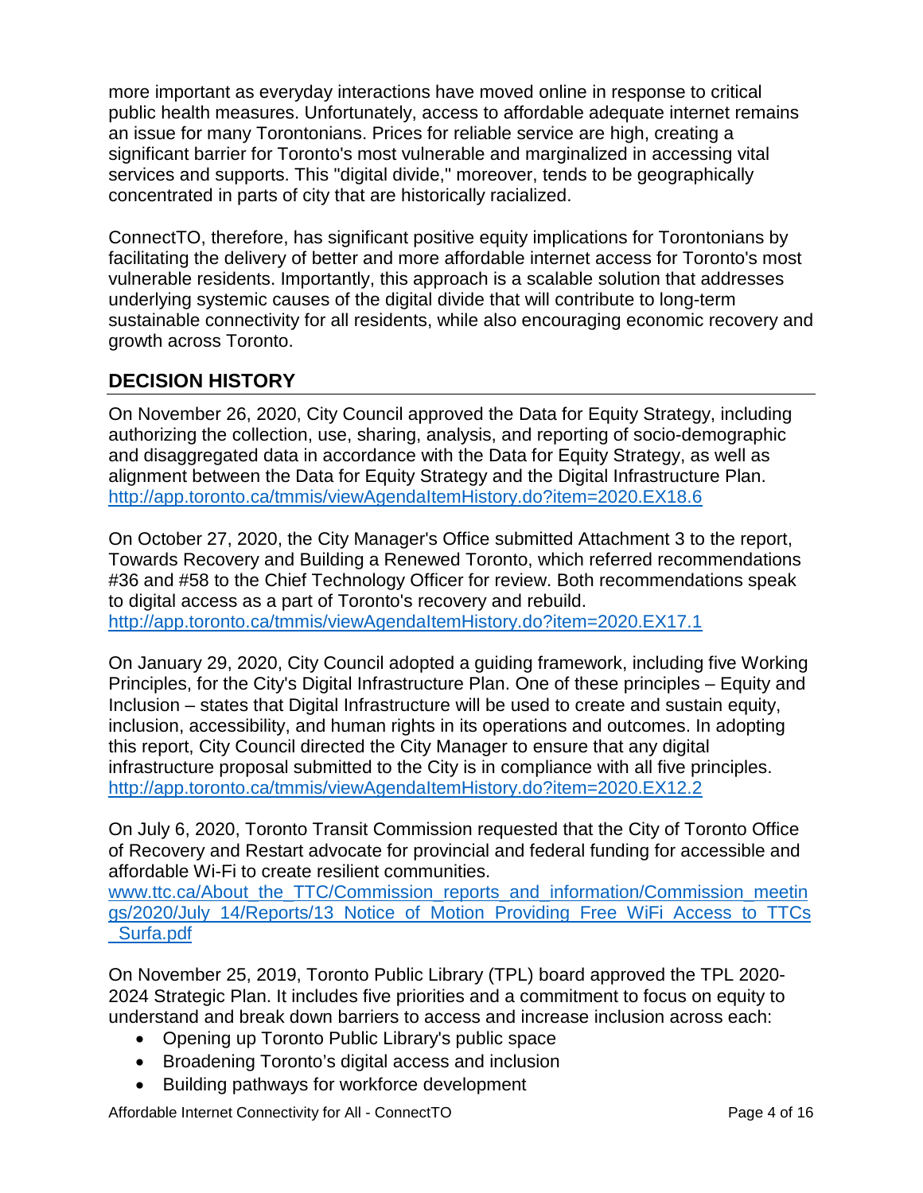more important as everyday interactions have moved online in response to critical public health measures. Unfortunately, access to affordable adequate internet remains an issue for many Torontonians. Prices for reliable service are high, creating a significant barrier for Toronto's most vulnerable and marginalized in accessing vital services and supports. This "digital divide," moreover, tends to be geographically concentrated in parts of city that are historically racialized.

ConnectTO, therefore, has significant positive equity implications for Torontonians by facilitating the delivery of better and more affordable internet access for Toronto's most vulnerable residents. Importantly, this approach is a scalable solution that addresses underlying systemic causes of the digital divide that will contribute to long-term sustainable connectivity for all residents, while also encouraging economic recovery and growth across Toronto.

## DECISION HISTORY

On November 26, 2020, City Council approved the Data for Equity Strategy, including authorizing the collection, use, sharing, analysis, and reporting of socio-demographic and disaggregated data in accordance with the Data for Equity Strategy, as well as alignment between the Data for Equity Strategy and the Digital Infrastructure Plan.
http://app.toronto.ca/tmmis/viewAgendaItemHistory.do?item=2020.EX18.6

On October 27, 2020, the City Manager's Office submitted Attachment 3 to the report, Towards Recovery and Building a Renewed Toronto, which referred recommendations #36 and #58 to the Chief Technology Officer for review. Both recommendations speak to digital access as a part of Toronto's recovery and rebuild.
http://app.toronto.ca/tmmis/viewAgendaItemHistory.do?item=2020.EX17.1

On January 29, 2020, City Council adopted a guiding framework, including five Working Principles, for the City's Digital Infrastructure Plan. One of these principles – Equity and Inclusion – states that Digital Infrastructure will be used to create and sustain equity, inclusion, accessibility, and human rights in its operations and outcomes. In adopting this report, City Council directed the City Manager to ensure that any digital infrastructure proposal submitted to the City is in compliance with all five principles.
http://app.toronto.ca/tmmis/viewAgendaItemHistory.do?item=2020.EX12.2

On July 6, 2020, Toronto Transit Commission requested that the City of Toronto Office of Recovery and Restart advocate for provincial and federal funding for accessible and affordable Wi-Fi to create resilient communities.
www.ttc.ca/About_the_TTC/Commission_reports_and_information/Commission_meetings/2020/July_14/Reports/13_Notice_of_Motion_Providing_Free_WiFi_Access_to_TTCs_Surfa.pdf

On November 25, 2019, Toronto Public Library (TPL) board approved the TPL 2020-2024 Strategic Plan. It includes five priorities and a commitment to focus on equity to understand and break down barriers to access and increase inclusion across each:

- Opening up Toronto Public Library's public space
- Broadening Toronto's digital access and inclusion
- Building pathways for workforce development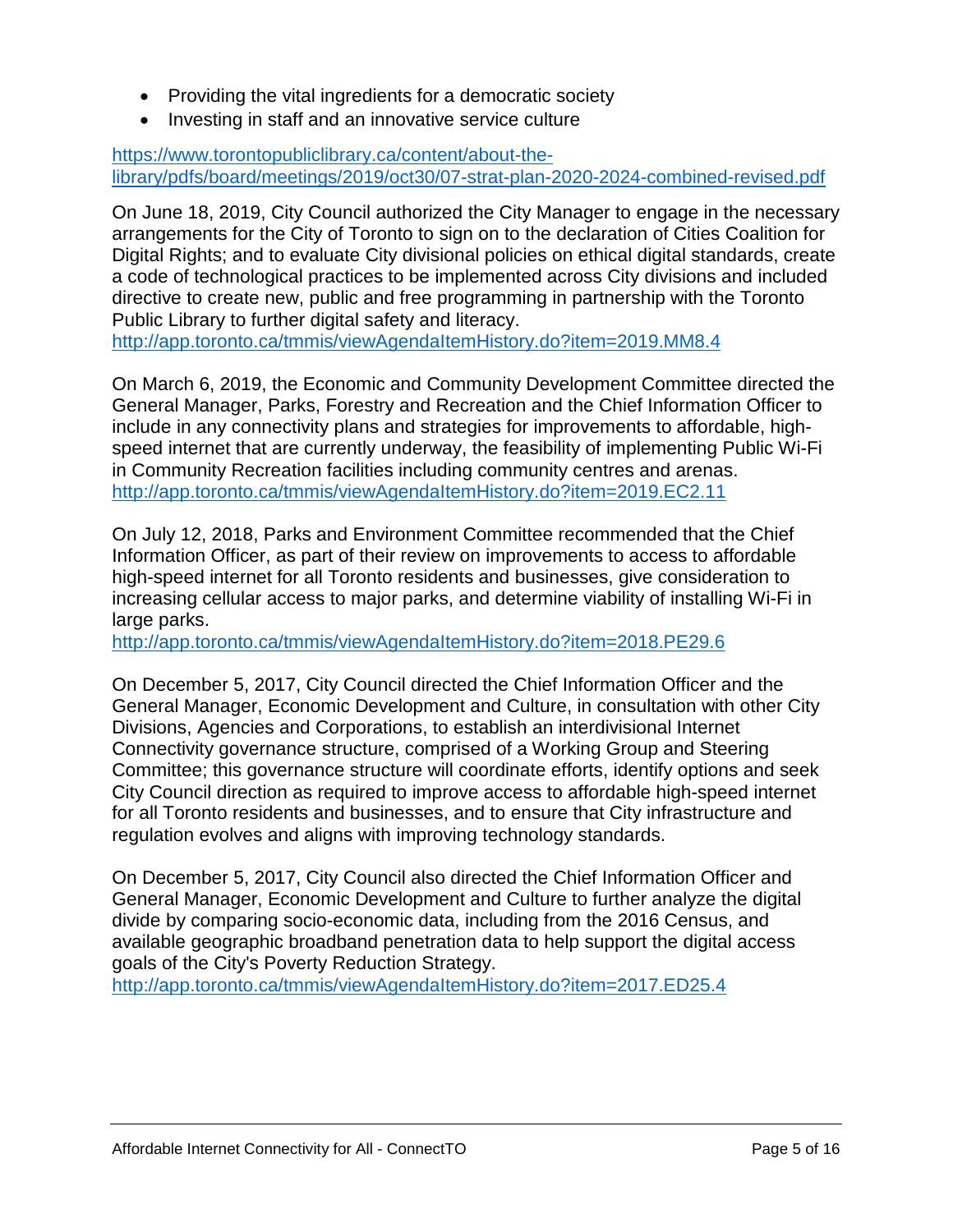- Providing the vital ingredients for a democratic society
- Investing in staff and an innovative service culture

https://www.torontopubliclibrary.ca/content/about-the-library/pdfs/board/meetings/2019/oct30/07-strat-plan-2020-2024-combined-revised.pdf

On June 18, 2019, City Council authorized the City Manager to engage in the necessary arrangements for the City of Toronto to sign on to the declaration of Cities Coalition for Digital Rights; and to evaluate City divisional policies on ethical digital standards, create a code of technological practices to be implemented across City divisions and included directive to create new, public and free programming in partnership with the Toronto Public Library to further digital safety and literacy.
http://app.toronto.ca/tmmis/viewAgendaItemHistory.do?item=2019.MM8.4

On March 6, 2019, the Economic and Community Development Committee directed the General Manager, Parks, Forestry and Recreation and the Chief Information Officer to include in any connectivity plans and strategies for improvements to affordable, high-speed internet that are currently underway, the feasibility of implementing Public Wi-Fi in Community Recreation facilities including community centres and arenas.
http://app.toronto.ca/tmmis/viewAgendaItemHistory.do?item=2019.EC2.11

On July 12, 2018, Parks and Environment Committee recommended that the Chief Information Officer, as part of their review on improvements to access to affordable high-speed internet for all Toronto residents and businesses, give consideration to increasing cellular access to major parks, and determine viability of installing Wi-Fi in large parks.
http://app.toronto.ca/tmmis/viewAgendaItemHistory.do?item=2018.PE29.6

On December 5, 2017, City Council directed the Chief Information Officer and the General Manager, Economic Development and Culture, in consultation with other City Divisions, Agencies and Corporations, to establish an interdivisional Internet Connectivity governance structure, comprised of a Working Group and Steering Committee; this governance structure will coordinate efforts, identify options and seek City Council direction as required to improve access to affordable high-speed internet for all Toronto residents and businesses, and to ensure that City infrastructure and regulation evolves and aligns with improving technology standards.

On December 5, 2017, City Council also directed the Chief Information Officer and General Manager, Economic Development and Culture to further analyze the digital divide by comparing socio-economic data, including from the 2016 Census, and available geographic broadband penetration data to help support the digital access goals of the City's Poverty Reduction Strategy.
http://app.toronto.ca/tmmis/viewAgendaItemHistory.do?item=2017.ED25.4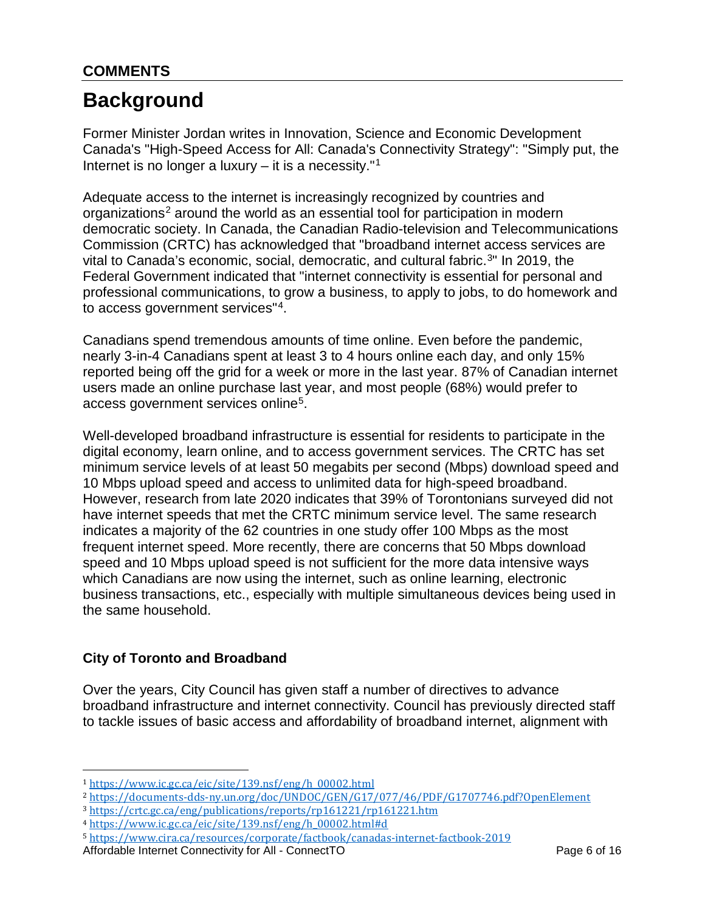## COMMENTS

# Background

Former Minister Jordan writes in Innovation, Science and Economic Development Canada's "High-Speed Access for All: Canada's Connectivity Strategy": "Simply put, the Internet is no longer a luxury – it is a necessity."[1]

Adequate access to the internet is increasingly recognized by countries and organizations[2] around the world as an essential tool for participation in modern democratic society. In Canada, the Canadian Radio-television and Telecommunications Commission (CRTC) has acknowledged that "broadband internet access services are vital to Canada's economic, social, democratic, and cultural fabric.[3]" In 2019, the Federal Government indicated that "internet connectivity is essential for personal and professional communications, to grow a business, to apply to jobs, to do homework and to access government services"[4].

Canadians spend tremendous amounts of time online. Even before the pandemic, nearly 3-in-4 Canadians spent at least 3 to 4 hours online each day, and only 15% reported being off the grid for a week or more in the last year. 87% of Canadian internet users made an online purchase last year, and most people (68%) would prefer to access government services online[5].

Well-developed broadband infrastructure is essential for residents to participate in the digital economy, learn online, and to access government services. The CRTC has set minimum service levels of at least 50 megabits per second (Mbps) download speed and 10 Mbps upload speed and access to unlimited data for high-speed broadband. However, research from late 2020 indicates that 39% of Torontonians surveyed did not have internet speeds that met the CRTC minimum service level. The same research indicates a majority of the 62 countries in one study offer 100 Mbps as the most frequent internet speed. More recently, there are concerns that 50 Mbps download speed and 10 Mbps upload speed is not sufficient for the more data intensive ways which Canadians are now using the internet, such as online learning, electronic business transactions, etc., especially with multiple simultaneous devices being used in the same household.

### City of Toronto and Broadband

Over the years, City Council has given staff a number of directives to advance broadband infrastructure and internet connectivity. Council has previously directed staff to tackle issues of basic access and affordability of broadband internet, alignment with

---

[1] https://www.ic.gc.ca/eic/site/139.nsf/eng/h_00002.html
[2] https://documents-dds-ny.un.org/doc/UNDOC/GEN/G17/077/46/PDF/G1707746.pdf?OpenElement
[3] https://crtc.gc.ca/eng/publications/reports/rp161221/rp161221.htm
[4] https://www.ic.gc.ca/eic/site/139.nsf/eng/h_00002.html#d
[5] https://www.cira.ca/resources/corporate/factbook/canadas-internet-factbook-2019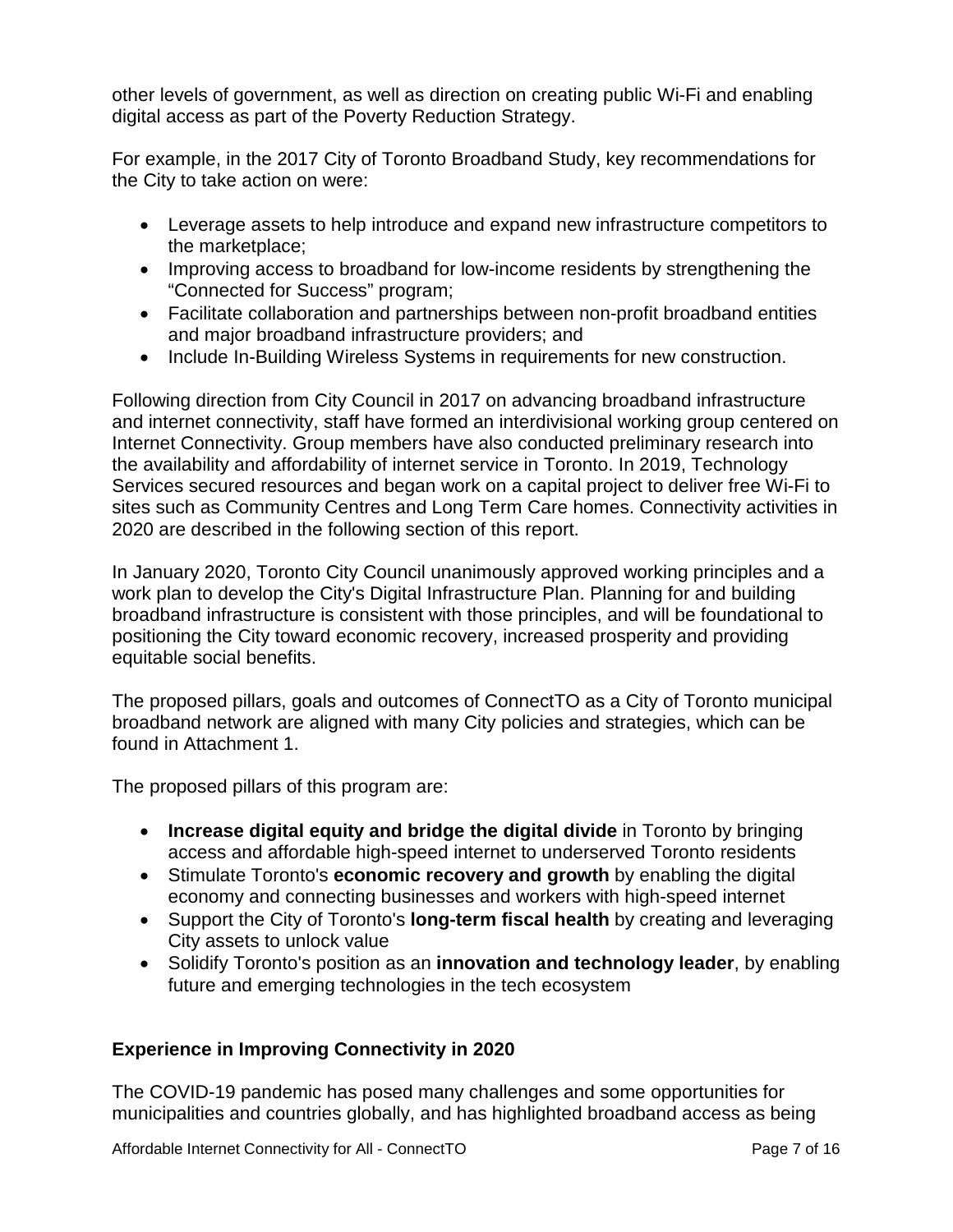other levels of government, as well as direction on creating public Wi-Fi and enabling digital access as part of the Poverty Reduction Strategy.

For example, in the 2017 City of Toronto Broadband Study, key recommendations for the City to take action on were:

- Leverage assets to help introduce and expand new infrastructure competitors to the marketplace;
- Improving access to broadband for low-income residents by strengthening the "Connected for Success" program;
- Facilitate collaboration and partnerships between non-profit broadband entities and major broadband infrastructure providers; and
- Include In-Building Wireless Systems in requirements for new construction.

Following direction from City Council in 2017 on advancing broadband infrastructure and internet connectivity, staff have formed an interdivisional working group centered on Internet Connectivity. Group members have also conducted preliminary research into the availability and affordability of internet service in Toronto. In 2019, Technology Services secured resources and began work on a capital project to deliver free Wi-Fi to sites such as Community Centres and Long Term Care homes. Connectivity activities in 2020 are described in the following section of this report.

In January 2020, Toronto City Council unanimously approved working principles and a work plan to develop the City's Digital Infrastructure Plan. Planning for and building broadband infrastructure is consistent with those principles, and will be foundational to positioning the City toward economic recovery, increased prosperity and providing equitable social benefits.

The proposed pillars, goals and outcomes of ConnectTO as a City of Toronto municipal broadband network are aligned with many City policies and strategies, which can be found in Attachment 1.

The proposed pillars of this program are:

- **Increase digital equity and bridge the digital divide** in Toronto by bringing access and affordable high-speed internet to underserved Toronto residents
- Stimulate Toronto's **economic recovery and growth** by enabling the digital economy and connecting businesses and workers with high-speed internet
- Support the City of Toronto's **long-term fiscal health** by creating and leveraging City assets to unlock value
- Solidify Toronto's position as an **innovation and technology leader**, by enabling future and emerging technologies in the tech ecosystem

## Experience in Improving Connectivity in 2020

The COVID-19 pandemic has posed many challenges and some opportunities for municipalities and countries globally, and has highlighted broadband access as being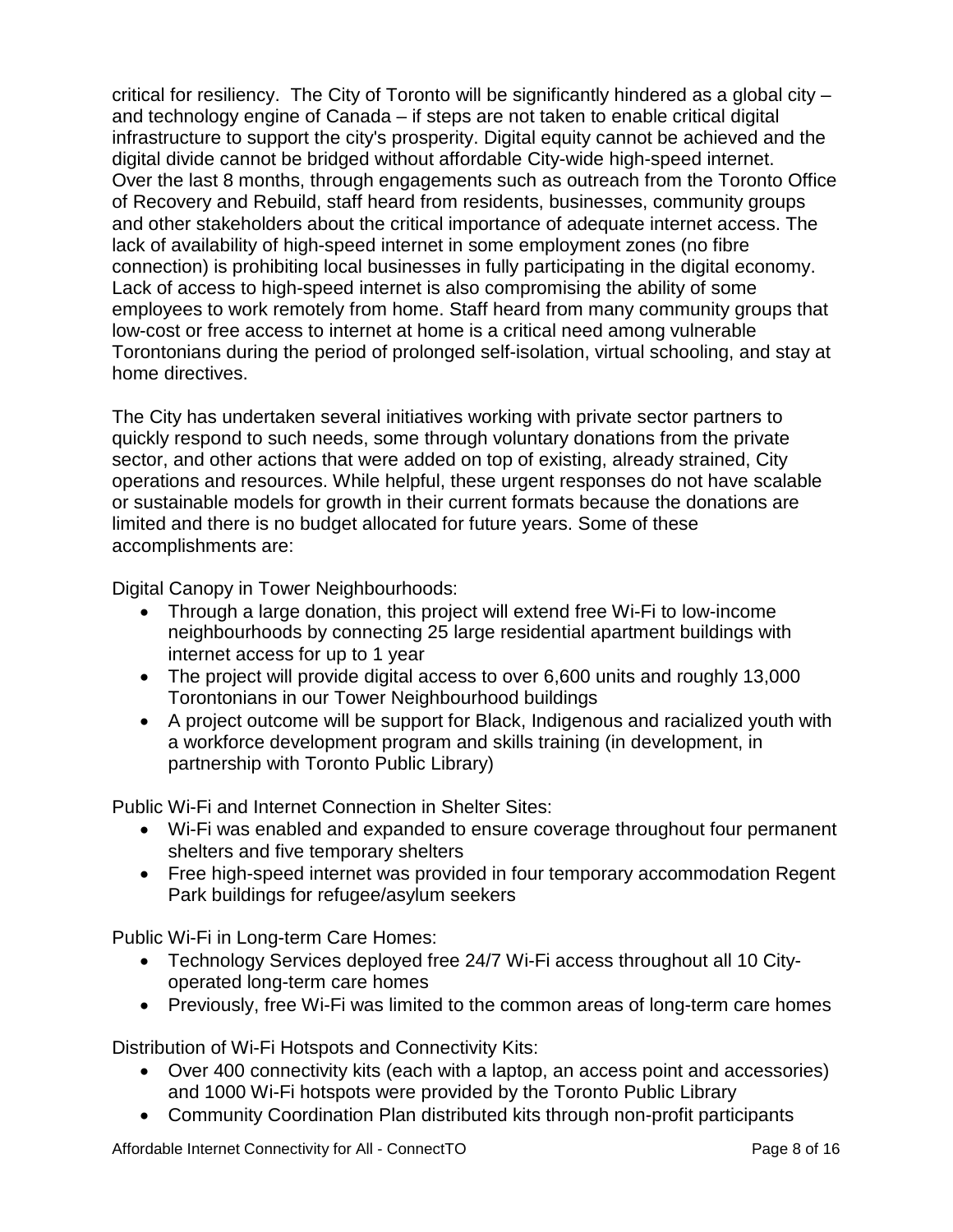critical for resiliency. The City of Toronto will be significantly hindered as a global city – and technology engine of Canada – if steps are not taken to enable critical digital infrastructure to support the city's prosperity. Digital equity cannot be achieved and the digital divide cannot be bridged without affordable City-wide high-speed internet. Over the last 8 months, through engagements such as outreach from the Toronto Office of Recovery and Rebuild, staff heard from residents, businesses, community groups and other stakeholders about the critical importance of adequate internet access. The lack of availability of high-speed internet in some employment zones (no fibre connection) is prohibiting local businesses in fully participating in the digital economy. Lack of access to high-speed internet is also compromising the ability of some employees to work remotely from home. Staff heard from many community groups that low-cost or free access to internet at home is a critical need among vulnerable Torontonians during the period of prolonged self-isolation, virtual schooling, and stay at home directives.

The City has undertaken several initiatives working with private sector partners to quickly respond to such needs, some through voluntary donations from the private sector, and other actions that were added on top of existing, already strained, City operations and resources. While helpful, these urgent responses do not have scalable or sustainable models for growth in their current formats because the donations are limited and there is no budget allocated for future years. Some of these accomplishments are:

Digital Canopy in Tower Neighbourhoods:

- Through a large donation, this project will extend free Wi-Fi to low-income neighbourhoods by connecting 25 large residential apartment buildings with internet access for up to 1 year
- The project will provide digital access to over 6,600 units and roughly 13,000 Torontonians in our Tower Neighbourhood buildings
- A project outcome will be support for Black, Indigenous and racialized youth with a workforce development program and skills training (in development, in partnership with Toronto Public Library)

Public Wi-Fi and Internet Connection in Shelter Sites:

- Wi-Fi was enabled and expanded to ensure coverage throughout four permanent shelters and five temporary shelters
- Free high-speed internet was provided in four temporary accommodation Regent Park buildings for refugee/asylum seekers

Public Wi-Fi in Long-term Care Homes:

- Technology Services deployed free 24/7 Wi-Fi access throughout all 10 City-operated long-term care homes
- Previously, free Wi-Fi was limited to the common areas of long-term care homes

Distribution of Wi-Fi Hotspots and Connectivity Kits:

- Over 400 connectivity kits (each with a laptop, an access point and accessories) and 1000 Wi-Fi hotspots were provided by the Toronto Public Library
- Community Coordination Plan distributed kits through non-profit participants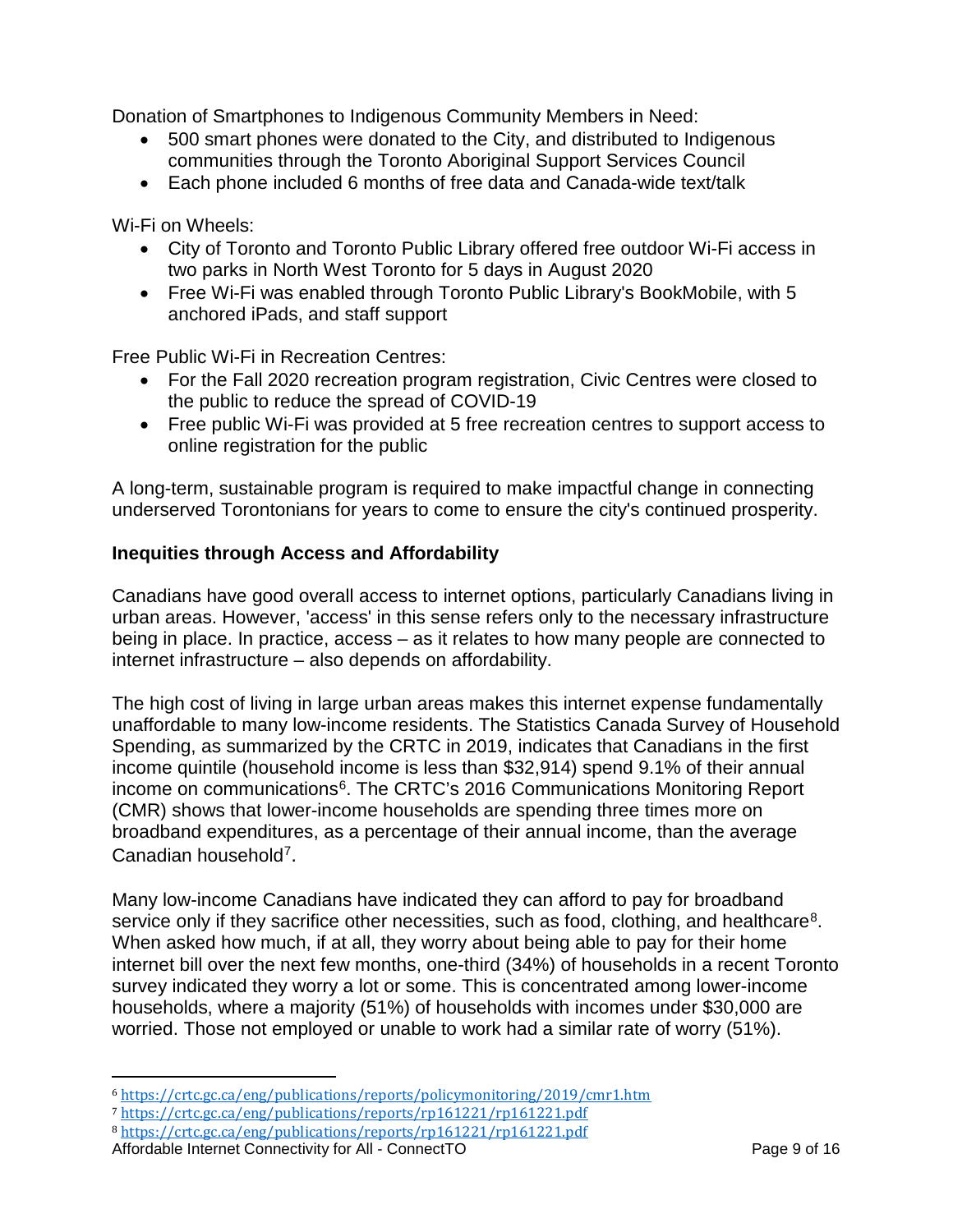Donation of Smartphones to Indigenous Community Members in Need:

- 500 smart phones were donated to the City, and distributed to Indigenous communities through the Toronto Aboriginal Support Services Council
- Each phone included 6 months of free data and Canada-wide text/talk

Wi-Fi on Wheels:

- City of Toronto and Toronto Public Library offered free outdoor Wi-Fi access in two parks in North West Toronto for 5 days in August 2020
- Free Wi-Fi was enabled through Toronto Public Library's BookMobile, with 5 anchored iPads, and staff support

Free Public Wi-Fi in Recreation Centres:

- For the Fall 2020 recreation program registration, Civic Centres were closed to the public to reduce the spread of COVID-19
- Free public Wi-Fi was provided at 5 free recreation centres to support access to online registration for the public

A long-term, sustainable program is required to make impactful change in connecting underserved Torontonians for years to come to ensure the city's continued prosperity.

### Inequities through Access and Affordability

Canadians have good overall access to internet options, particularly Canadians living in urban areas. However, 'access' in this sense refers only to the necessary infrastructure being in place. In practice, access – as it relates to how many people are connected to internet infrastructure – also depends on affordability.

The high cost of living in large urban areas makes this internet expense fundamentally unaffordable to many low-income residents. The Statistics Canada Survey of Household Spending, as summarized by the CRTC in 2019, indicates that Canadians in the first income quintile (household income is less than $32,914) spend 9.1% of their annual income on communications[6]. The CRTC's 2016 Communications Monitoring Report (CMR) shows that lower-income households are spending three times more on broadband expenditures, as a percentage of their annual income, than the average Canadian household[7].

Many low-income Canadians have indicated they can afford to pay for broadband service only if they sacrifice other necessities, such as food, clothing, and healthcare[8]. When asked how much, if at all, they worry about being able to pay for their home internet bill over the next few months, one-third (34%) of households in a recent Toronto survey indicated they worry a lot or some. This is concentrated among lower-income households, where a majority (51%) of households with incomes under $30,000 are worried. Those not employed or unable to work had a similar rate of worry (51%).

---

[6] https://crtc.gc.ca/eng/publications/reports/policymonitoring/2019/cmr1.htm

[7] https://crtc.gc.ca/eng/publications/reports/rp161221/rp161221.pdf

[8] https://crtc.gc.ca/eng/publications/reports/rp161221/rp161221.pdf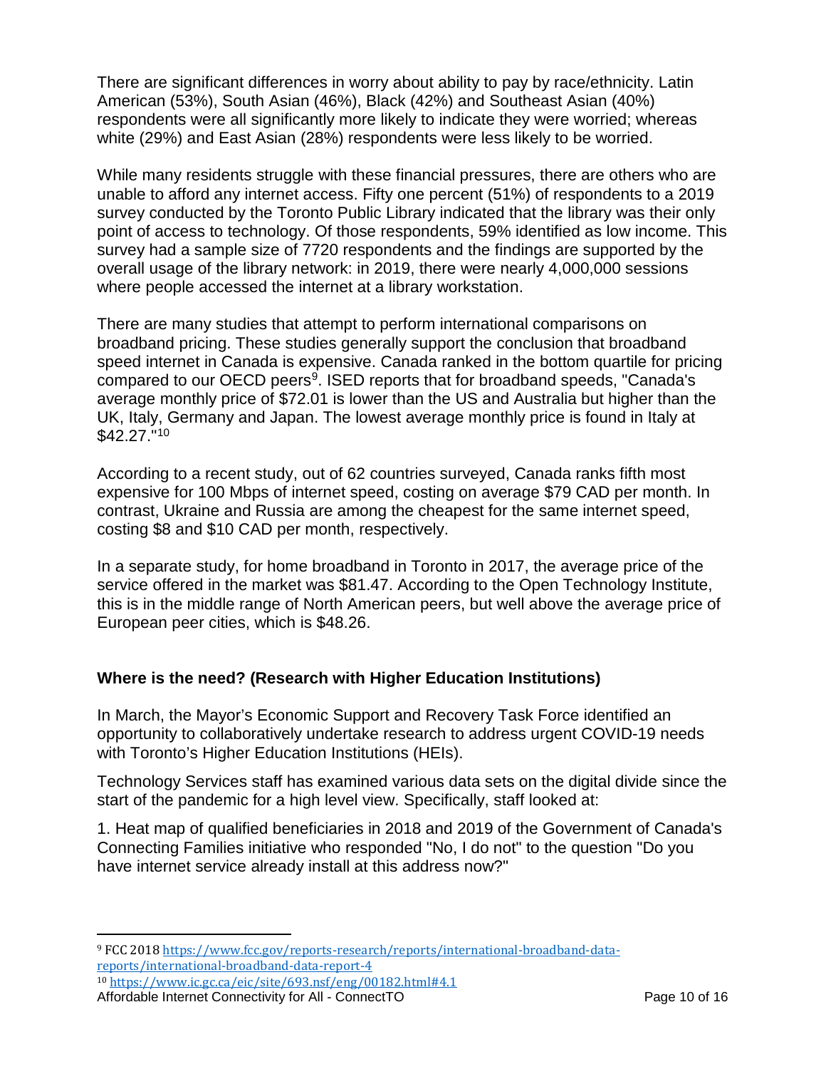There are significant differences in worry about ability to pay by race/ethnicity. Latin American (53%), South Asian (46%), Black (42%) and Southeast Asian (40%) respondents were all significantly more likely to indicate they were worried; whereas white (29%) and East Asian (28%) respondents were less likely to be worried.

While many residents struggle with these financial pressures, there are others who are unable to afford any internet access. Fifty one percent (51%) of respondents to a 2019 survey conducted by the Toronto Public Library indicated that the library was their only point of access to technology. Of those respondents, 59% identified as low income. This survey had a sample size of 7720 respondents and the findings are supported by the overall usage of the library network: in 2019, there were nearly 4,000,000 sessions where people accessed the internet at a library workstation.

There are many studies that attempt to perform international comparisons on broadband pricing. These studies generally support the conclusion that broadband speed internet in Canada is expensive. Canada ranked in the bottom quartile for pricing compared to our OECD peers[9]. ISED reports that for broadband speeds, "Canada's average monthly price of $72.01 is lower than the US and Australia but higher than the UK, Italy, Germany and Japan. The lowest average monthly price is found in Italy at $42.27."[10]

According to a recent study, out of 62 countries surveyed, Canada ranks fifth most expensive for 100 Mbps of internet speed, costing on average $79 CAD per month. In contrast, Ukraine and Russia are among the cheapest for the same internet speed, costing $8 and $10 CAD per month, respectively.

In a separate study, for home broadband in Toronto in 2017, the average price of the service offered in the market was $81.47. According to the Open Technology Institute, this is in the middle range of North American peers, but well above the average price of European peer cities, which is $48.26.

### Where is the need? (Research with Higher Education Institutions)

In March, the Mayor's Economic Support and Recovery Task Force identified an opportunity to collaboratively undertake research to address urgent COVID-19 needs with Toronto's Higher Education Institutions (HEIs).

Technology Services staff has examined various data sets on the digital divide since the start of the pandemic for a high level view. Specifically, staff looked at:

1. Heat map of qualified beneficiaries in 2018 and 2019 of the Government of Canada's Connecting Families initiative who responded "No, I do not" to the question "Do you have internet service already install at this address now?"

---

[9] FCC 2018 https://www.fcc.gov/reports-research/reports/international-broadband-data-reports/international-broadband-data-report-4

[10] https://www.ic.gc.ca/eic/site/693.nsf/eng/00182.html#4.1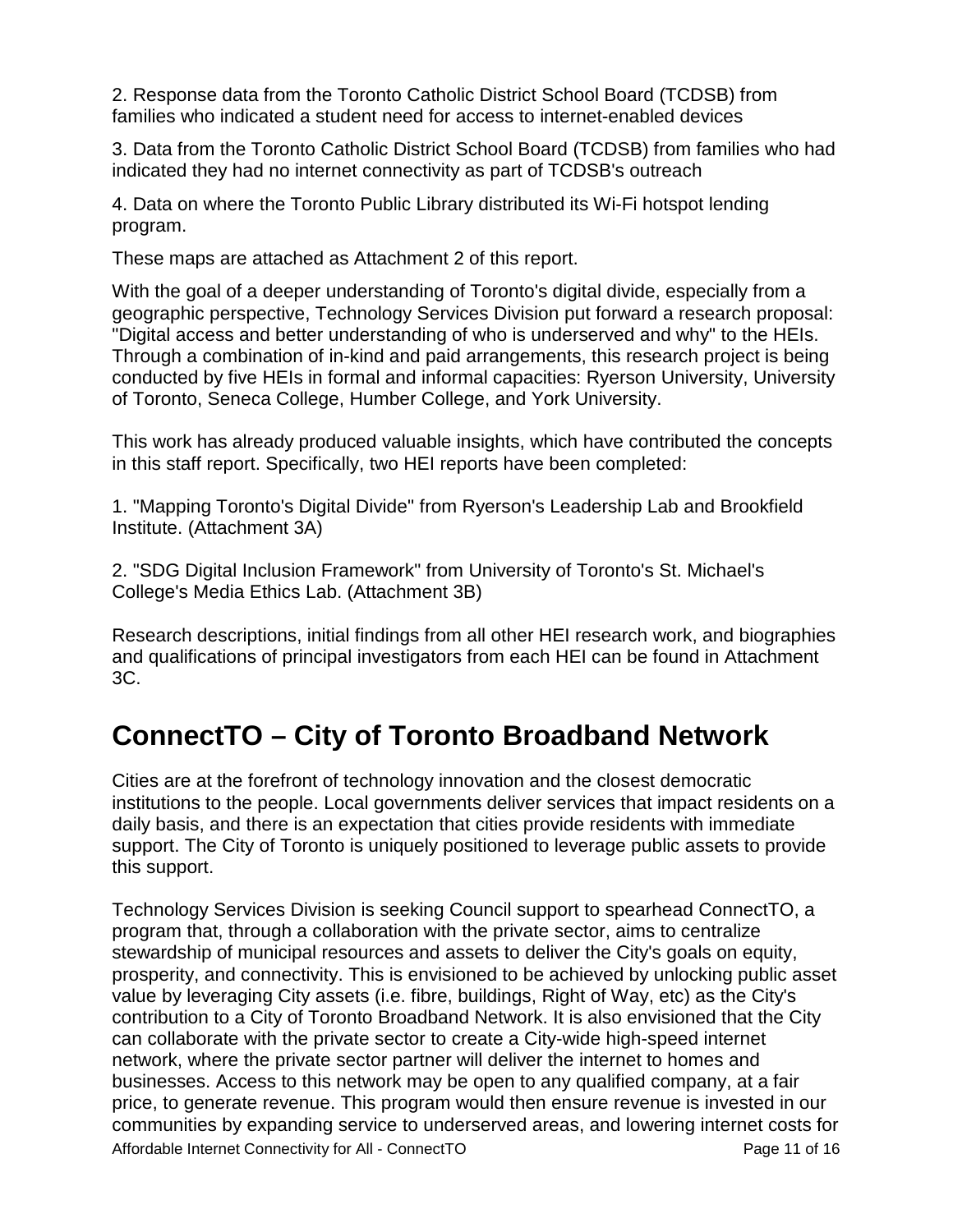2. Response data from the Toronto Catholic District School Board (TCDSB) from families who indicated a student need for access to internet-enabled devices

3. Data from the Toronto Catholic District School Board (TCDSB) from families who had indicated they had no internet connectivity as part of TCDSB's outreach

4. Data on where the Toronto Public Library distributed its Wi-Fi hotspot lending program.

These maps are attached as Attachment 2 of this report.

With the goal of a deeper understanding of Toronto's digital divide, especially from a geographic perspective, Technology Services Division put forward a research proposal: "Digital access and better understanding of who is underserved and why" to the HEIs. Through a combination of in-kind and paid arrangements, this research project is being conducted by five HEIs in formal and informal capacities: Ryerson University, University of Toronto, Seneca College, Humber College, and York University.

This work has already produced valuable insights, which have contributed the concepts in this staff report. Specifically, two HEI reports have been completed:

1. "Mapping Toronto's Digital Divide" from Ryerson's Leadership Lab and Brookfield Institute. (Attachment 3A)

2. "SDG Digital Inclusion Framework" from University of Toronto's St. Michael's College's Media Ethics Lab. (Attachment 3B)

Research descriptions, initial findings from all other HEI research work, and biographies and qualifications of principal investigators from each HEI can be found in Attachment 3C.

# ConnectTO – City of Toronto Broadband Network

Cities are at the forefront of technology innovation and the closest democratic institutions to the people. Local governments deliver services that impact residents on a daily basis, and there is an expectation that cities provide residents with immediate support. The City of Toronto is uniquely positioned to leverage public assets to provide this support.

Technology Services Division is seeking Council support to spearhead ConnectTO, a program that, through a collaboration with the private sector, aims to centralize stewardship of municipal resources and assets to deliver the City's goals on equity, prosperity, and connectivity. This is envisioned to be achieved by unlocking public asset value by leveraging City assets (i.e. fibre, buildings, Right of Way, etc) as the City's contribution to a City of Toronto Broadband Network. It is also envisioned that the City can collaborate with the private sector to create a City-wide high-speed internet network, where the private sector partner will deliver the internet to homes and businesses. Access to this network may be open to any qualified company, at a fair price, to generate revenue. This program would then ensure revenue is invested in our communities by expanding service to underserved areas, and lowering internet costs for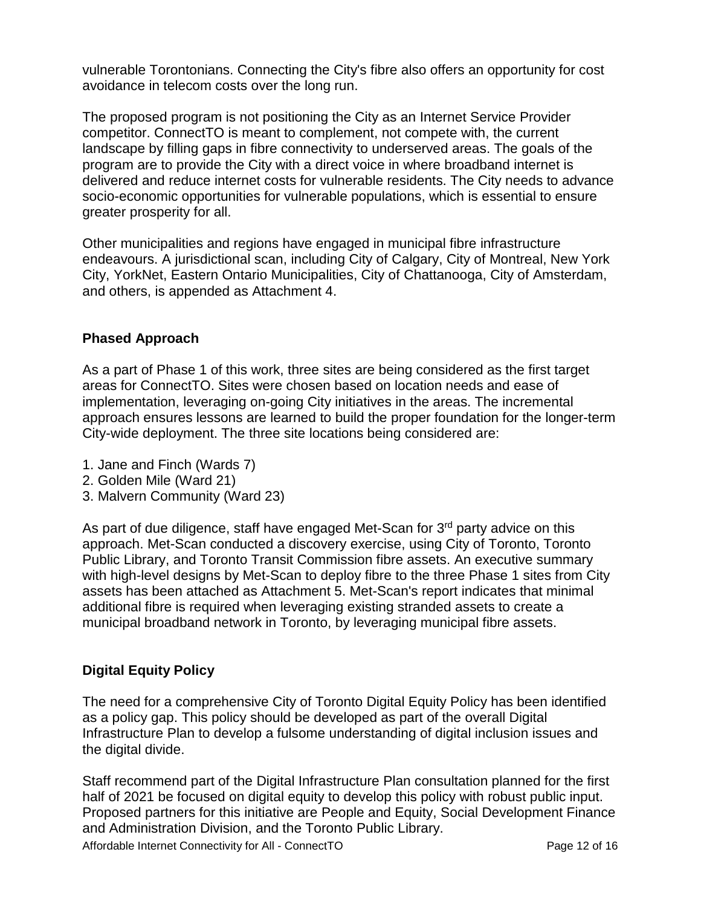vulnerable Torontonians. Connecting the City's fibre also offers an opportunity for cost avoidance in telecom costs over the long run.

The proposed program is not positioning the City as an Internet Service Provider competitor. ConnectTO is meant to complement, not compete with, the current landscape by filling gaps in fibre connectivity to underserved areas. The goals of the program are to provide the City with a direct voice in where broadband internet is delivered and reduce internet costs for vulnerable residents. The City needs to advance socio-economic opportunities for vulnerable populations, which is essential to ensure greater prosperity for all.

Other municipalities and regions have engaged in municipal fibre infrastructure endeavours. A jurisdictional scan, including City of Calgary, City of Montreal, New York City, YorkNet, Eastern Ontario Municipalities, City of Chattanooga, City of Amsterdam, and others, is appended as Attachment 4.

## Phased Approach

As a part of Phase 1 of this work, three sites are being considered as the first target areas for ConnectTO. Sites were chosen based on location needs and ease of implementation, leveraging on-going City initiatives in the areas. The incremental approach ensures lessons are learned to build the proper foundation for the longer-term City-wide deployment. The three site locations being considered are:

1. Jane and Finch (Wards 7)
2. Golden Mile (Ward 21)
3. Malvern Community (Ward 23)

As part of due diligence, staff have engaged Met-Scan for 3rd party advice on this approach. Met-Scan conducted a discovery exercise, using City of Toronto, Toronto Public Library, and Toronto Transit Commission fibre assets. An executive summary with high-level designs by Met-Scan to deploy fibre to the three Phase 1 sites from City assets has been attached as Attachment 5. Met-Scan's report indicates that minimal additional fibre is required when leveraging existing stranded assets to create a municipal broadband network in Toronto, by leveraging municipal fibre assets.

## Digital Equity Policy

The need for a comprehensive City of Toronto Digital Equity Policy has been identified as a policy gap. This policy should be developed as part of the overall Digital Infrastructure Plan to develop a fulsome understanding of digital inclusion issues and the digital divide.

Staff recommend part of the Digital Infrastructure Plan consultation planned for the first half of 2021 be focused on digital equity to develop this policy with robust public input. Proposed partners for this initiative are People and Equity, Social Development Finance and Administration Division, and the Toronto Public Library.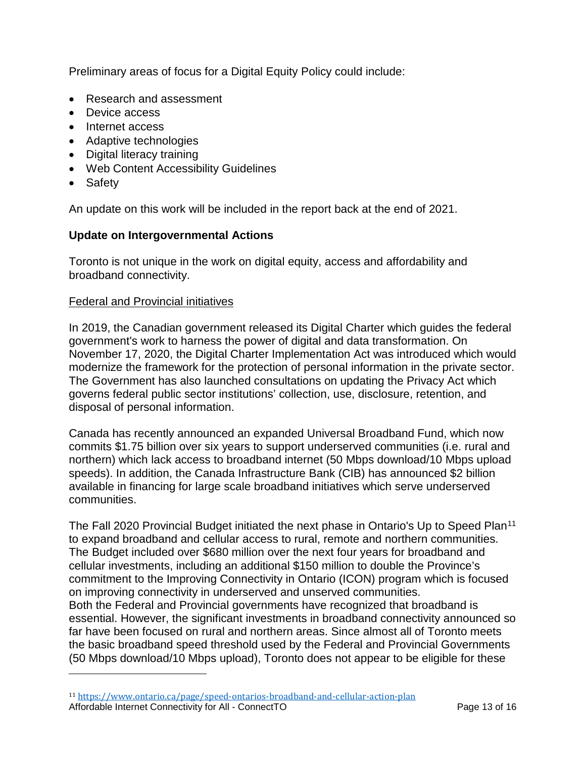Preliminary areas of focus for a Digital Equity Policy could include:

- Research and assessment
- Device access
- Internet access
- Adaptive technologies
- Digital literacy training
- Web Content Accessibility Guidelines
- Safety

An update on this work will be included in the report back at the end of 2021.

**Update on Intergovernmental Actions**

Toronto is not unique in the work on digital equity, access and affordability and broadband connectivity.

Federal and Provincial initiatives

In 2019, the Canadian government released its Digital Charter which guides the federal government's work to harness the power of digital and data transformation. On November 17, 2020, the Digital Charter Implementation Act was introduced which would modernize the framework for the protection of personal information in the private sector. The Government has also launched consultations on updating the Privacy Act which governs federal public sector institutions' collection, use, disclosure, retention, and disposal of personal information.

Canada has recently announced an expanded Universal Broadband Fund, which now commits $1.75 billion over six years to support underserved communities (i.e. rural and northern) which lack access to broadband internet (50 Mbps download/10 Mbps upload speeds). In addition, the Canada Infrastructure Bank (CIB) has announced $2 billion available in financing for large scale broadband initiatives which serve underserved communities.

The Fall 2020 Provincial Budget initiated the next phase in Ontario's Up to Speed Plan[11] to expand broadband and cellular access to rural, remote and northern communities. The Budget included over $680 million over the next four years for broadband and cellular investments, including an additional $150 million to double the Province's commitment to the Improving Connectivity in Ontario (ICON) program which is focused on improving connectivity in underserved and unserved communities.
Both the Federal and Provincial governments have recognized that broadband is essential. However, the significant investments in broadband connectivity announced so far have been focused on rural and northern areas. Since almost all of Toronto meets the basic broadband speed threshold used by the Federal and Provincial Governments (50 Mbps download/10 Mbps upload), Toronto does not appear to be eligible for these

[11] https://www.ontario.ca/page/speed-ontarios-broadband-and-cellular-action-plan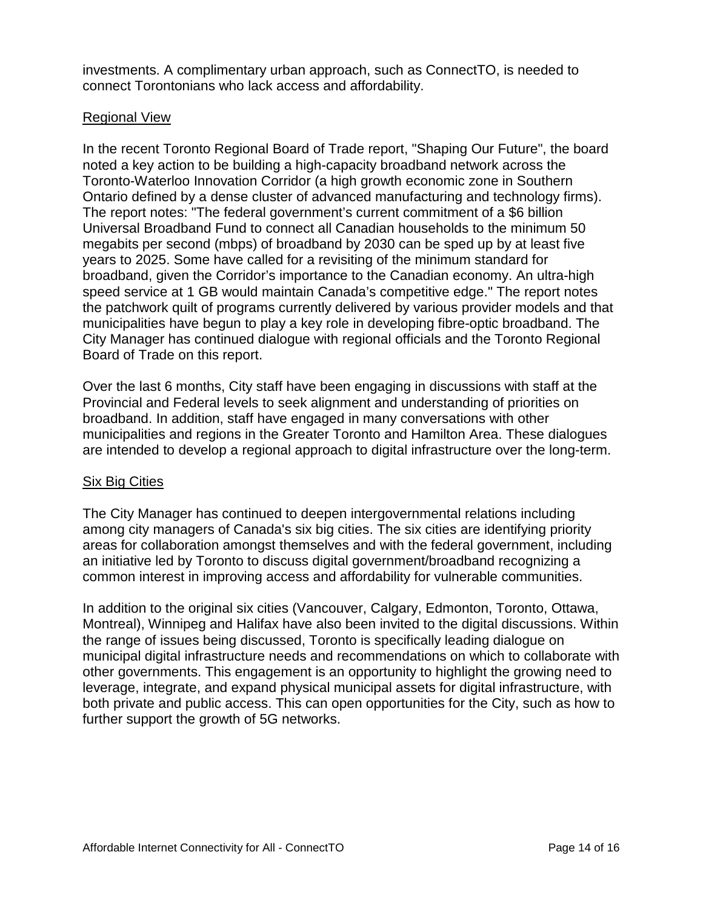investments. A complimentary urban approach, such as ConnectTO, is needed to connect Torontonians who lack access and affordability.

## Regional View

In the recent Toronto Regional Board of Trade report, "Shaping Our Future", the board noted a key action to be building a high-capacity broadband network across the Toronto-Waterloo Innovation Corridor (a high growth economic zone in Southern Ontario defined by a dense cluster of advanced manufacturing and technology firms). The report notes: "The federal government's current commitment of a $6 billion Universal Broadband Fund to connect all Canadian households to the minimum 50 megabits per second (mbps) of broadband by 2030 can be sped up by at least five years to 2025. Some have called for a revisiting of the minimum standard for broadband, given the Corridor's importance to the Canadian economy. An ultra-high speed service at 1 GB would maintain Canada's competitive edge." The report notes the patchwork quilt of programs currently delivered by various provider models and that municipalities have begun to play a key role in developing fibre-optic broadband. The City Manager has continued dialogue with regional officials and the Toronto Regional Board of Trade on this report.

Over the last 6 months, City staff have been engaging in discussions with staff at the Provincial and Federal levels to seek alignment and understanding of priorities on broadband. In addition, staff have engaged in many conversations with other municipalities and regions in the Greater Toronto and Hamilton Area. These dialogues are intended to develop a regional approach to digital infrastructure over the long-term.

## Six Big Cities

The City Manager has continued to deepen intergovernmental relations including among city managers of Canada's six big cities. The six cities are identifying priority areas for collaboration amongst themselves and with the federal government, including an initiative led by Toronto to discuss digital government/broadband recognizing a common interest in improving access and affordability for vulnerable communities.

In addition to the original six cities (Vancouver, Calgary, Edmonton, Toronto, Ottawa, Montreal), Winnipeg and Halifax have also been invited to the digital discussions. Within the range of issues being discussed, Toronto is specifically leading dialogue on municipal digital infrastructure needs and recommendations on which to collaborate with other governments. This engagement is an opportunity to highlight the growing need to leverage, integrate, and expand physical municipal assets for digital infrastructure, with both private and public access. This can open opportunities for the City, such as how to further support the growth of 5G networks.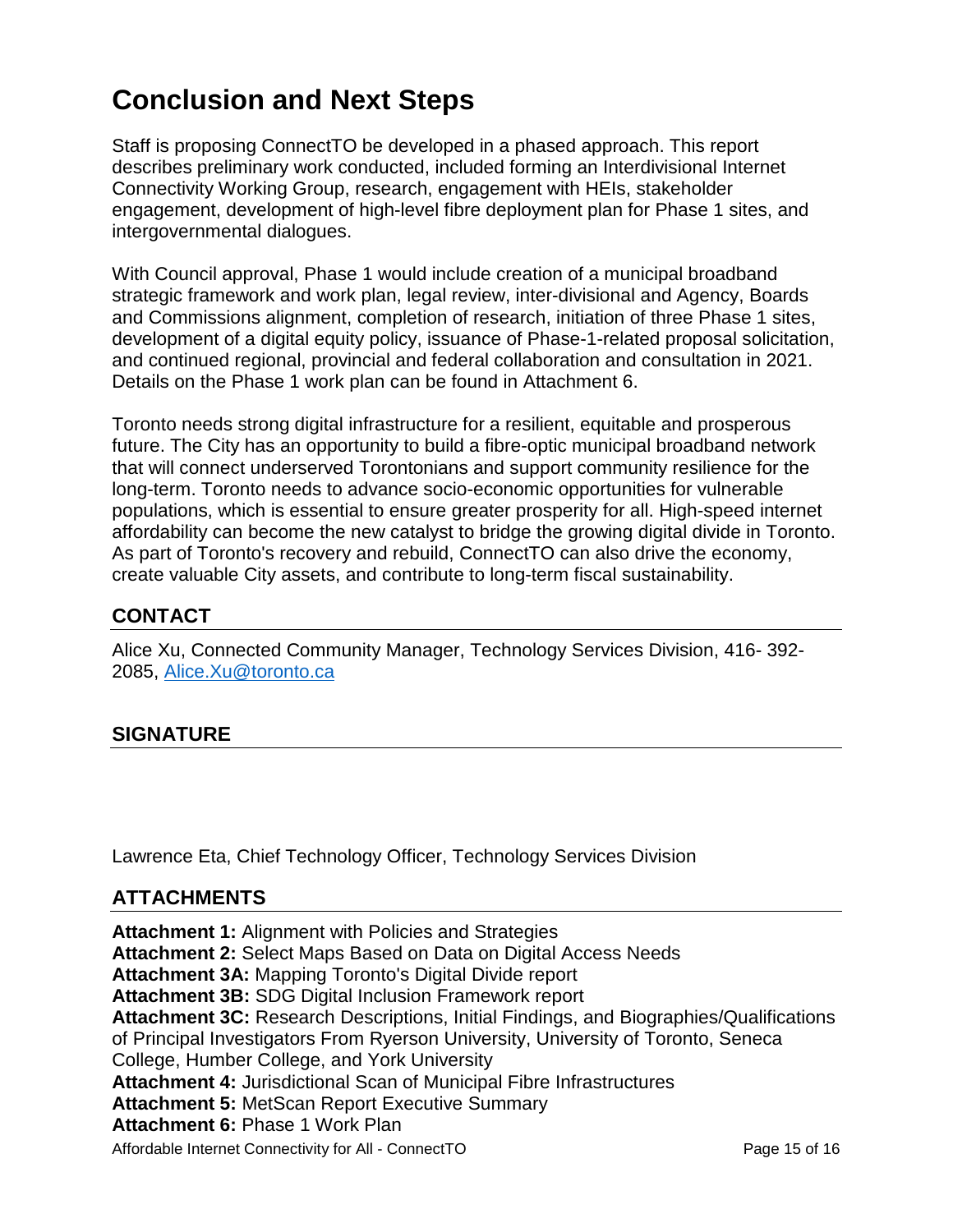# Conclusion and Next Steps

Staff is proposing ConnectTO be developed in a phased approach. This report describes preliminary work conducted, included forming an Interdivisional Internet Connectivity Working Group, research, engagement with HEIs, stakeholder engagement, development of high-level fibre deployment plan for Phase 1 sites, and intergovernmental dialogues.

With Council approval, Phase 1 would include creation of a municipal broadband strategic framework and work plan, legal review, inter-divisional and Agency, Boards and Commissions alignment, completion of research, initiation of three Phase 1 sites, development of a digital equity policy, issuance of Phase-1-related proposal solicitation, and continued regional, provincial and federal collaboration and consultation in 2021. Details on the Phase 1 work plan can be found in Attachment 6.

Toronto needs strong digital infrastructure for a resilient, equitable and prosperous future. The City has an opportunity to build a fibre-optic municipal broadband network that will connect underserved Torontonians and support community resilience for the long-term. Toronto needs to advance socio-economic opportunities for vulnerable populations, which is essential to ensure greater prosperity for all. High-speed internet affordability can become the new catalyst to bridge the growing digital divide in Toronto. As part of Toronto's recovery and rebuild, ConnectTO can also drive the economy, create valuable City assets, and contribute to long-term fiscal sustainability.

## CONTACT

Alice Xu, Connected Community Manager, Technology Services Division, 416- 392-2085, Alice.Xu@toronto.ca

## SIGNATURE

Lawrence Eta, Chief Technology Officer, Technology Services Division

## ATTACHMENTS

**Attachment 1:** Alignment with Policies and Strategies
**Attachment 2:** Select Maps Based on Data on Digital Access Needs
**Attachment 3A:** Mapping Toronto's Digital Divide report
**Attachment 3B:** SDG Digital Inclusion Framework report
**Attachment 3C:** Research Descriptions, Initial Findings, and Biographies/Qualifications of Principal Investigators From Ryerson University, University of Toronto, Seneca College, Humber College, and York University
**Attachment 4:** Jurisdictional Scan of Municipal Fibre Infrastructures
**Attachment 5:** MetScan Report Executive Summary
**Attachment 6:** Phase 1 Work Plan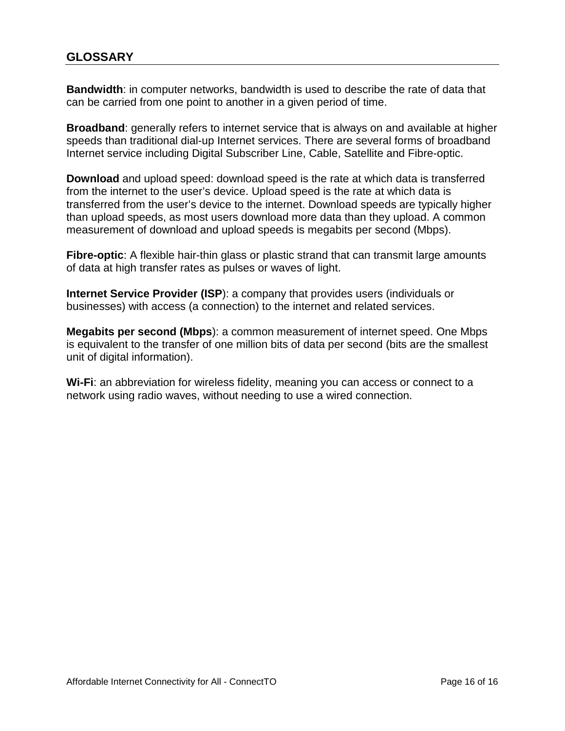## GLOSSARY

**Bandwidth**: in computer networks, bandwidth is used to describe the rate of data that can be carried from one point to another in a given period of time.

**Broadband**: generally refers to internet service that is always on and available at higher speeds than traditional dial-up Internet services. There are several forms of broadband Internet service including Digital Subscriber Line, Cable, Satellite and Fibre-optic.

**Download** and upload speed: download speed is the rate at which data is transferred from the internet to the user's device. Upload speed is the rate at which data is transferred from the user's device to the internet. Download speeds are typically higher than upload speeds, as most users download more data than they upload. A common measurement of download and upload speeds is megabits per second (Mbps).

**Fibre-optic**: A flexible hair-thin glass or plastic strand that can transmit large amounts of data at high transfer rates as pulses or waves of light.

**Internet Service Provider (ISP**): a company that provides users (individuals or businesses) with access (a connection) to the internet and related services.

**Megabits per second (Mbps**): a common measurement of internet speed. One Mbps is equivalent to the transfer of one million bits of data per second (bits are the smallest unit of digital information).

**Wi-Fi**: an abbreviation for wireless fidelity, meaning you can access or connect to a network using radio waves, without needing to use a wired connection.